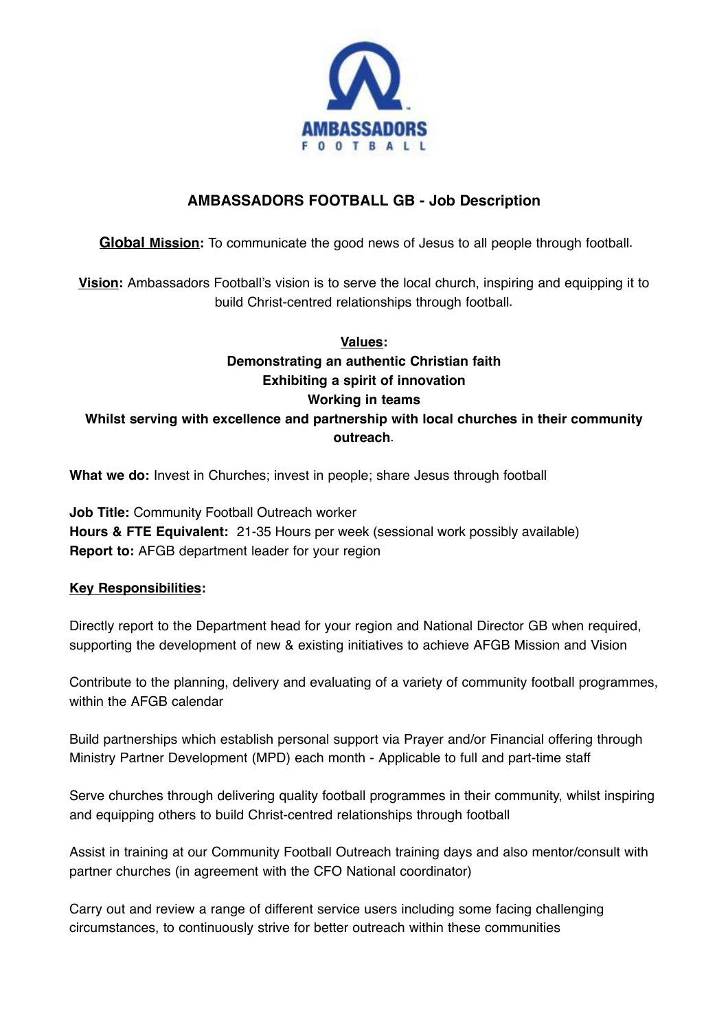# AMBASSADORS FOOTBALL GB - Job Description

**Global Mission:** To communicate the good news of Jesus to all people through football.

**Vision:** Ambassadors Football's vision is to serve the local church, inspiring and equipping it to build Christ-centred relationships through football.

**Values:**

**Demonstrating an authentic Christian faith**
**Exhibiting a spirit of innovation**
**Working in teams**
**Whilst serving with excellence and partnership with local churches in their community outreach**.

**What we do:** Invest in Churches; invest in people; share Jesus through football

**Job Title:** Community Football Outreach worker
**Hours & FTE Equivalent:** 21-35 Hours per week (sessional work possibly available)
**Report to:** AFGB department leader for your region

## Key Responsibilities:

Directly report to the Department head for your region and National Director GB when required, supporting the development of new & existing initiatives to achieve AFGB Mission and Vision

Contribute to the planning, delivery and evaluating of a variety of community football programmes, within the AFGB calendar

Build partnerships which establish personal support via Prayer and/or Financial offering through Ministry Partner Development (MPD) each month - Applicable to full and part-time staff

Serve churches through delivering quality football programmes in their community, whilst inspiring and equipping others to build Christ-centred relationships through football

Assist in training at our Community Football Outreach training days and also mentor/consult with partner churches (in agreement with the CFO National coordinator)

Carry out and review a range of different service users including some facing challenging circumstances, to continuously strive for better outreach within these communities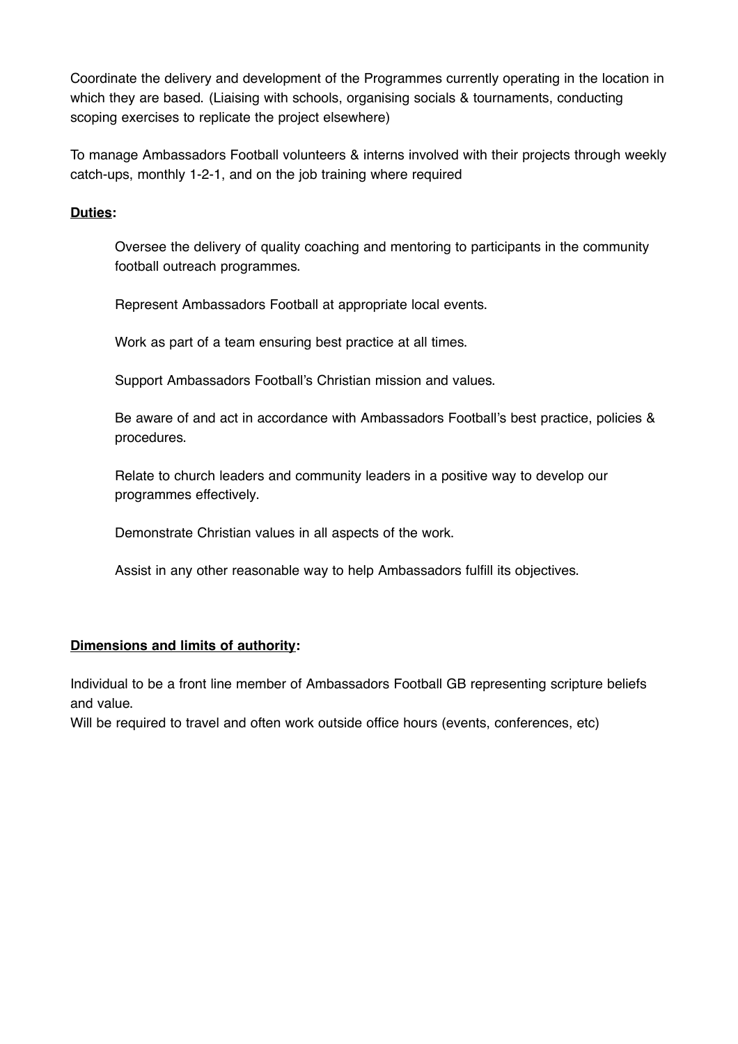Coordinate the delivery and development of the Programmes currently operating in the location in which they are based. (Liaising with schools, organising socials & tournaments, conducting scoping exercises to replicate the project elsewhere)

To manage Ambassadors Football volunteers & interns involved with their projects through weekly catch-ups, monthly 1-2-1, and on the job training where required

**Duties:**

Oversee the delivery of quality coaching and mentoring to participants in the community football outreach programmes.

Represent Ambassadors Football at appropriate local events.

Work as part of a team ensuring best practice at all times.

Support Ambassadors Football's Christian mission and values.

Be aware of and act in accordance with Ambassadors Football's best practice, policies & procedures.

Relate to church leaders and community leaders in a positive way to develop our programmes effectively.

Demonstrate Christian values in all aspects of the work.

Assist in any other reasonable way to help Ambassadors fulfill its objectives.

**Dimensions and limits of authority:**

Individual to be a front line member of Ambassadors Football GB representing scripture beliefs and value.
Will be required to travel and often work outside office hours (events, conferences, etc)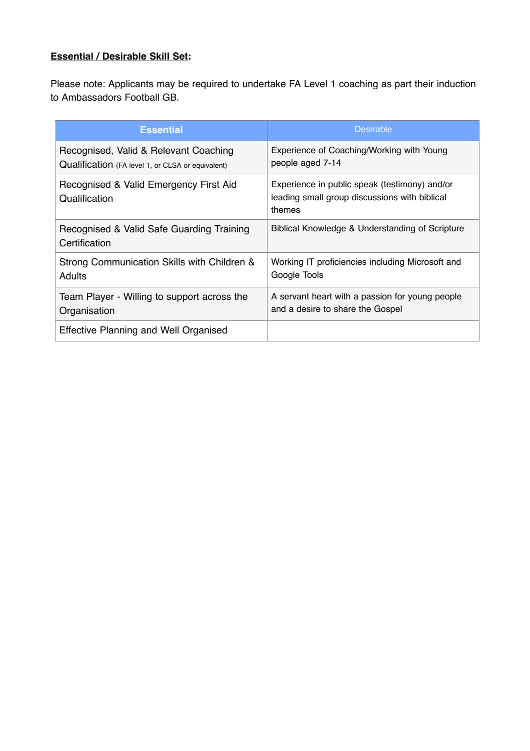**<u>Essential / Desirable Skill Set</u>:**

Please note: Applicants may be required to undertake FA Level 1 coaching as part their induction to Ambassadors Football GB.

| **Essential** | Desirable |
|---|---|
| Recognised, Valid & Relevant Coaching Qualification (FA level 1, or CLSA or equivalent) | Experience of Coaching/Working with Young people aged 7-14 |
| Recognised & Valid Emergency First Aid Qualification | Experience in public speak (testimony) and/or leading small group discussions with biblical themes |
| Recognised & Valid Safe Guarding Training Certification | Biblical Knowledge & Understanding of Scripture |
| Strong Communication Skills with Children & Adults | Working IT proficiencies including Microsoft and Google Tools |
| Team Player - Willing to support across the Organisation | A servant heart with a passion for young people and a desire to share the Gospel |
| Effective Planning and Well Organised | |